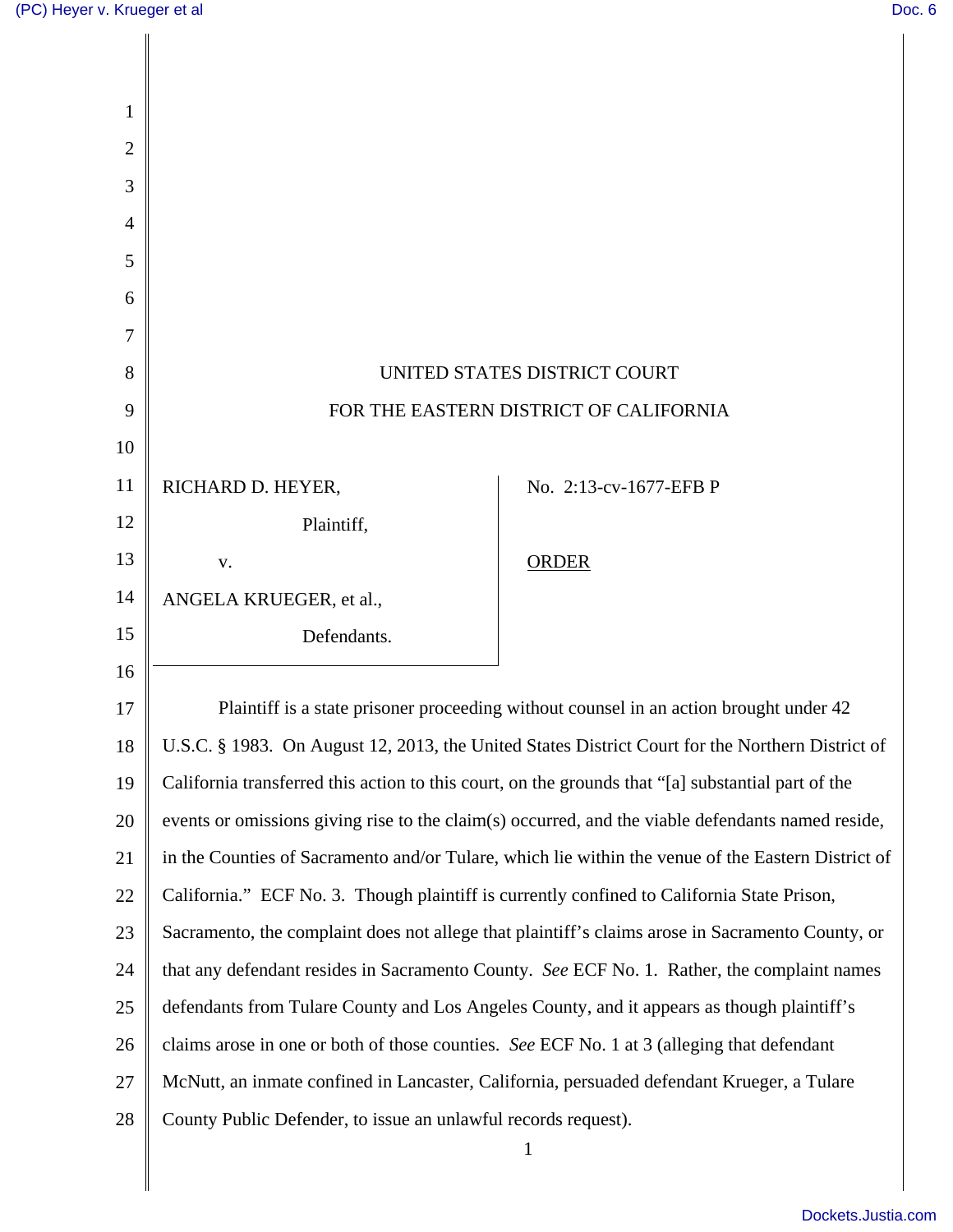UNITED STATES DISTRICT COURT

FOR THE EASTERN DISTRICT OF CALIFORNIA

| | |
|---|---|
| RICHARD D. HEYER,<br><br>Plaintiff,<br><br>v.<br><br>ANGELA KRUEGER, et al.,<br><br>Defendants. | No. 2:13-cv-1677-EFB P<br><br>ORDER |

Plaintiff is a state prisoner proceeding without counsel in an action brought under 42 U.S.C. § 1983. On August 12, 2013, the United States District Court for the Northern District of California transferred this action to this court, on the grounds that "[a] substantial part of the events or omissions giving rise to the claim(s) occurred, and the viable defendants named reside, in the Counties of Sacramento and/or Tulare, which lie within the venue of the Eastern District of California." ECF No. 3. Though plaintiff is currently confined to California State Prison, Sacramento, the complaint does not allege that plaintiff's claims arose in Sacramento County, or that any defendant resides in Sacramento County. *See* ECF No. 1. Rather, the complaint names defendants from Tulare County and Los Angeles County, and it appears as though plaintiff's claims arose in one or both of those counties. *See* ECF No. 1 at 3 (alleging that defendant McNutt, an inmate confined in Lancaster, California, persuaded defendant Krueger, a Tulare County Public Defender, to issue an unlawful records request).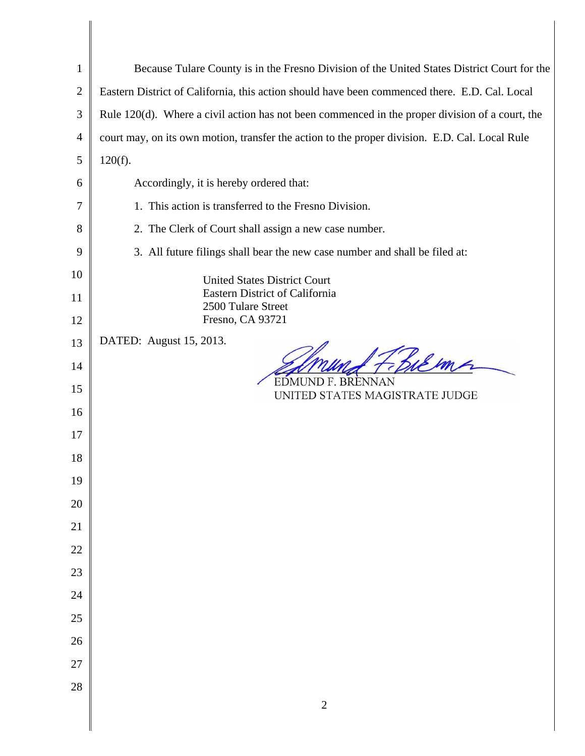Because Tulare County is in the Fresno Division of the United States District Court for the Eastern District of California, this action should have been commenced there. E.D. Cal. Local Rule 120(d). Where a civil action has not been commenced in the proper division of a court, the court may, on its own motion, transfer the action to the proper division. E.D. Cal. Local Rule 120(f).

Accordingly, it is hereby ordered that:

1. This action is transferred to the Fresno Division.
2. The Clerk of Court shall assign a new case number.
3. All future filings shall bear the new case number and shall be filed at:

United States District Court
Eastern District of California
2500 Tulare Street
Fresno, CA 93721

DATED: August 15, 2013.

EDMUND F. BRENNAN
UNITED STATES MAGISTRATE JUDGE